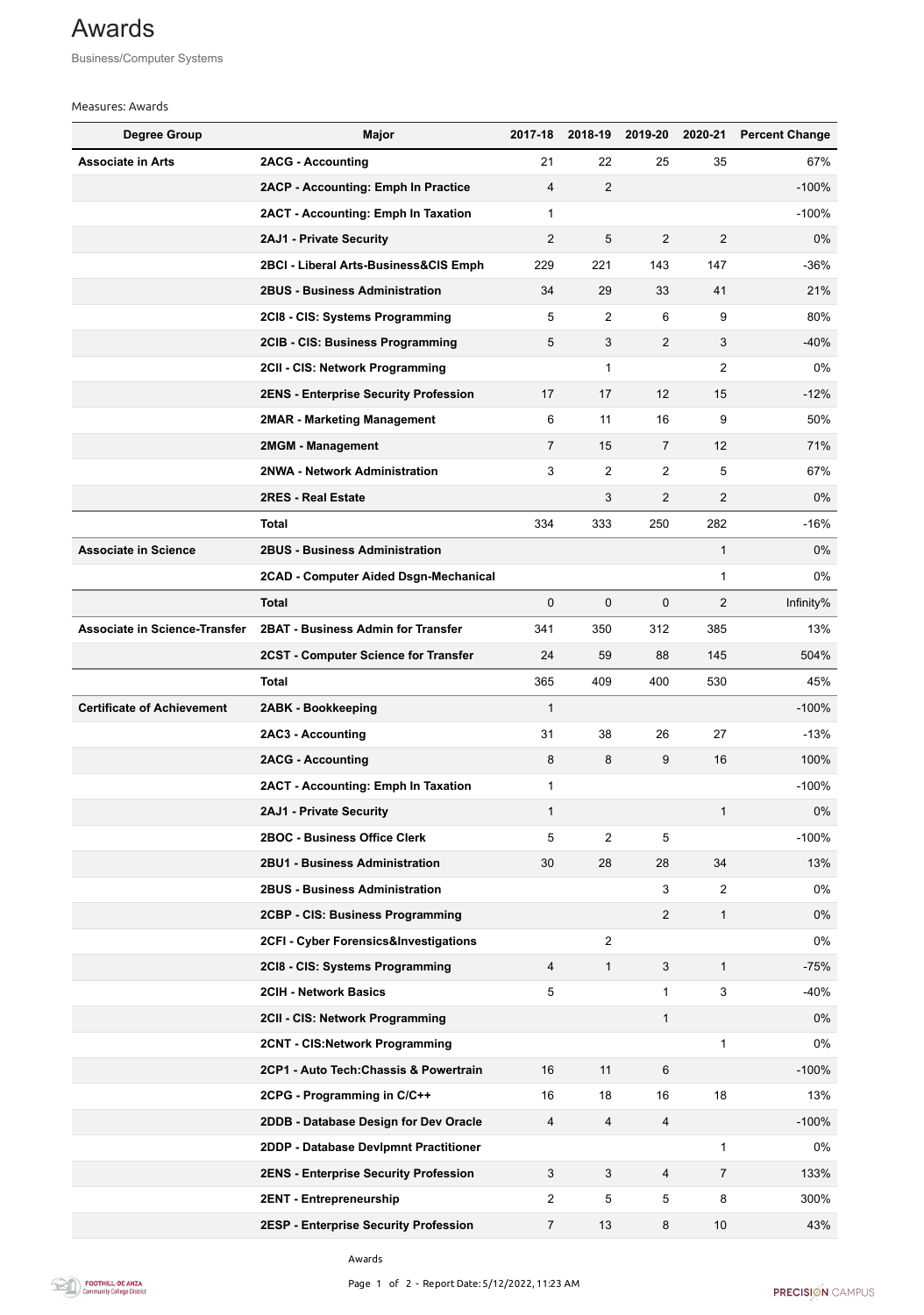# Awards

Business/Computer Systems

Measures: Awards

| Degree Group | Major | 2017-18 | 2018-19 | 2019-20 | 2020-21 | Percent Change |
|---|---|---|---|---|---|---|
| **Associate in Arts** | **2ACG - Accounting** | 21 | 22 | 25 | 35 | 67% |
| | **2ACP - Accounting: Emph In Practice** | 4 | 2 | | | -100% |
| | **2ACT - Accounting: Emph In Taxation** | 1 | | | | -100% |
| | **2AJ1 - Private Security** | 2 | 5 | 2 | 2 | 0% |
| | **2BCI - Liberal Arts-Business&CIS Emph** | 229 | 221 | 143 | 147 | -36% |
| | **2BUS - Business Administration** | 34 | 29 | 33 | 41 | 21% |
| | **2CI8 - CIS: Systems Programming** | 5 | 2 | 6 | 9 | 80% |
| | **2CIB - CIS: Business Programming** | 5 | 3 | 2 | 3 | -40% |
| | **2CII - CIS: Network Programming** | | 1 | | 2 | 0% |
| | **2ENS - Enterprise Security Profession** | 17 | 17 | 12 | 15 | -12% |
| | **2MAR - Marketing Management** | 6 | 11 | 16 | 9 | 50% |
| | **2MGM - Management** | 7 | 15 | 7 | 12 | 71% |
| | **2NWA - Network Administration** | 3 | 2 | 2 | 5 | 67% |
| | **2RES - Real Estate** | | 3 | 2 | 2 | 0% |
| | **Total** | 334 | 333 | 250 | 282 | -16% |
| **Associate in Science** | **2BUS - Business Administration** | | | | 1 | 0% |
| | **2CAD - Computer Aided Dsgn-Mechanical** | | | | 1 | 0% |
| | **Total** | 0 | 0 | 0 | 2 | Infinity% |
| **Associate in Science-Transfer** | **2BAT - Business Admin for Transfer** | 341 | 350 | 312 | 385 | 13% |
| | **2CST - Computer Science for Transfer** | 24 | 59 | 88 | 145 | 504% |
| | **Total** | 365 | 409 | 400 | 530 | 45% |
| **Certificate of Achievement** | **2ABK - Bookkeeping** | 1 | | | | -100% |
| | **2AC3 - Accounting** | 31 | 38 | 26 | 27 | -13% |
| | **2ACG - Accounting** | 8 | 8 | 9 | 16 | 100% |
| | **2ACT - Accounting: Emph In Taxation** | 1 | | | | -100% |
| | **2AJ1 - Private Security** | 1 | | | 1 | 0% |
| | **2BOC - Business Office Clerk** | 5 | 2 | 5 | | -100% |
| | **2BU1 - Business Administration** | 30 | 28 | 28 | 34 | 13% |
| | **2BUS - Business Administration** | | | 3 | 2 | 0% |
| | **2CBP - CIS: Business Programming** | | | 2 | 1 | 0% |
| | **2CFI - Cyber Forensics&Investigations** | | 2 | | | 0% |
| | **2CI8 - CIS: Systems Programming** | 4 | 1 | 3 | 1 | -75% |
| | **2CIH - Network Basics** | 5 | | 1 | 3 | -40% |
| | **2CII - CIS: Network Programming** | | | 1 | | 0% |
| | **2CNT - CIS:Network Programming** | | | | 1 | 0% |
| | **2CP1 - Auto Tech:Chassis & Powertrain** | 16 | 11 | 6 | | -100% |
| | **2CPG - Programming in C/C++** | 16 | 18 | 16 | 18 | 13% |
| | **2DDB - Database Design for Dev Oracle** | 4 | 4 | 4 | | -100% |
| | **2DDP - Database Devlpmnt Practitioner** | | | | 1 | 0% |
| | **2ENS - Enterprise Security Profession** | 3 | 3 | 4 | 7 | 133% |
| | **2ENT - Entrepreneurship** | 2 | 5 | 5 | 8 | 300% |
| | **2ESP - Enterprise Security Profession** | 7 | 13 | 8 | 10 | 43% |

Awards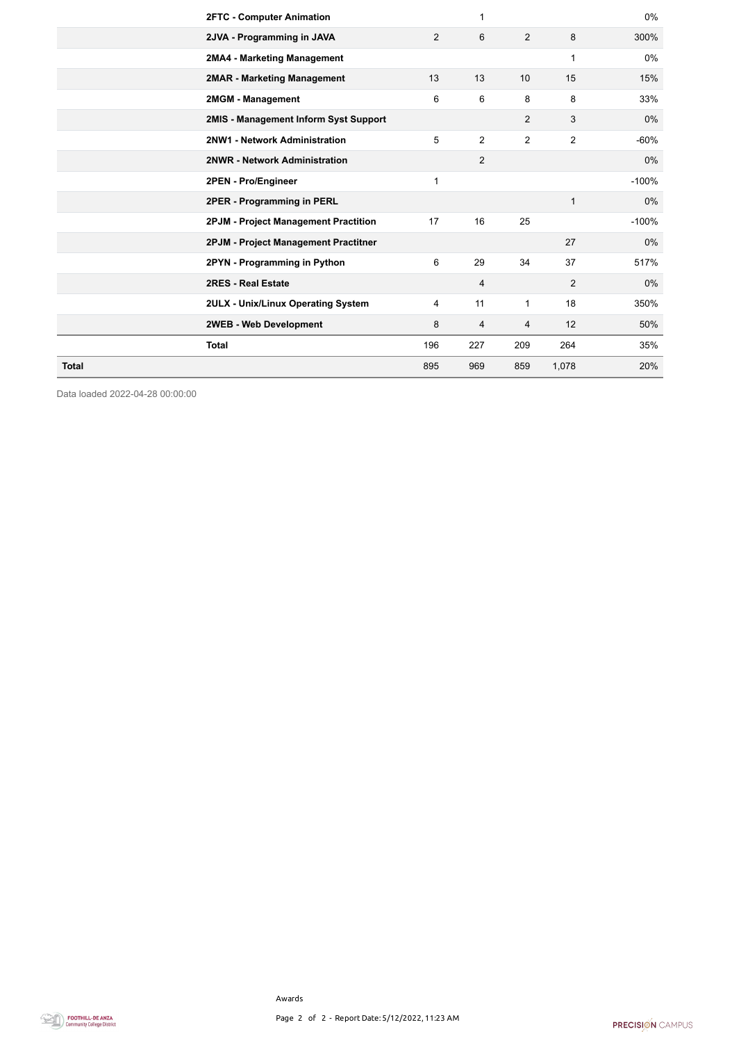| | | | | | | |
|---|---|---|---|---|---|---|
| | 2FTC - Computer Animation | | 1 | | | 0% |
| | 2JVA - Programming in JAVA | 2 | 6 | 2 | 8 | 300% |
| | 2MA4 - Marketing Management | | | | 1 | 0% |
| | 2MAR - Marketing Management | 13 | 13 | 10 | 15 | 15% |
| | 2MGM - Management | 6 | 6 | 8 | 8 | 33% |
| | 2MIS - Management Inform Syst Support | | | 2 | 3 | 0% |
| | 2NW1 - Network Administration | 5 | 2 | 2 | 2 | -60% |
| | 2NWR - Network Administration | | 2 | | | 0% |
| | 2PEN - Pro/Engineer | 1 | | | | -100% |
| | 2PER - Programming in PERL | | | | 1 | 0% |
| | 2PJM - Project Management Practition | 17 | 16 | 25 | | -100% |
| | 2PJM - Project Management Practitner | | | | 27 | 0% |
| | 2PYN - Programming in Python | 6 | 29 | 34 | 37 | 517% |
| | 2RES - Real Estate | | 4 | | 2 | 0% |
| | 2ULX - Unix/Linux Operating System | 4 | 11 | 1 | 18 | 350% |
| | 2WEB - Web Development | 8 | 4 | 4 | 12 | 50% |
| | **Total** | 196 | 227 | 209 | 264 | 35% |
| **Total** | | 895 | 969 | 859 | 1,078 | 20% |

Data loaded 2022-04-28 00:00:00

Awards